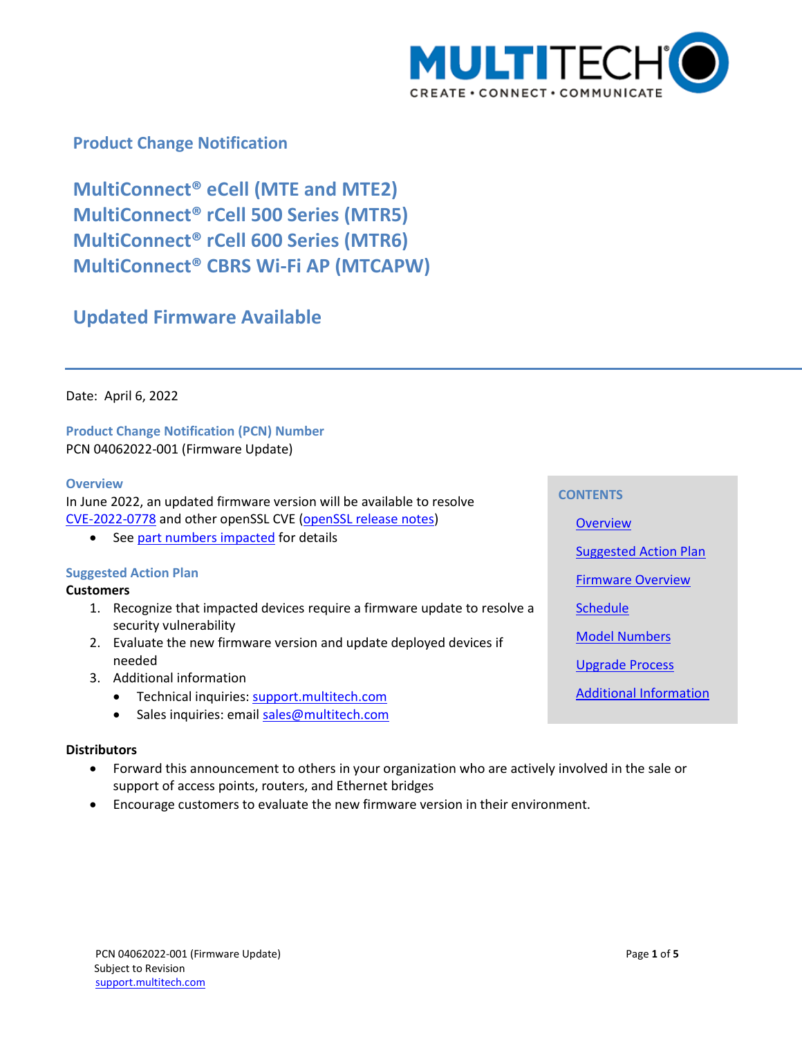## Product Change Notification

# MultiConnect® eCell (MTE and MTE2)
# MultiConnect® rCell 500 Series (MTR5)
# MultiConnect® rCell 600 Series (MTR6)
# MultiConnect® CBRS Wi-Fi AP (MTCAPW)

## Updated Firmware Available

Date: April 6, 2022

### Product Change Notification (PCN) Number

PCN 04062022-001 (Firmware Update)

**CONTENTS**

- Overview
- Suggested Action Plan
- Firmware Overview
- Schedule
- Model Numbers
- Upgrade Process
- Additional Information

### Overview

In June 2022, an updated firmware version will be available to resolve CVE-2022-0778 and other openSSL CVE (openSSL release notes)

- See part numbers impacted for details

### Suggested Action Plan

**Customers**

1. Recognize that impacted devices require a firmware update to resolve a security vulnerability
2. Evaluate the new firmware version and update deployed devices if needed
3. Additional information
   - Technical inquiries: support.multitech.com
   - Sales inquiries: email sales@multitech.com

**Distributors**

- Forward this announcement to others in your organization who are actively involved in the sale or support of access points, routers, and Ethernet bridges
- Encourage customers to evaluate the new firmware version in their environment.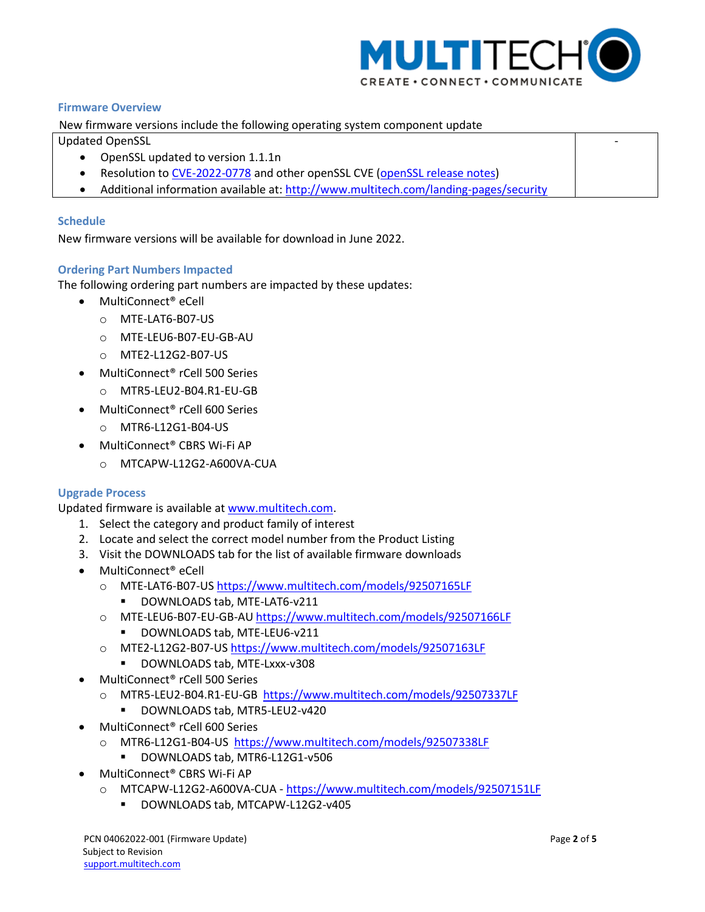## Firmware Overview

New firmware versions include the following operating system component update

| Updated OpenSSL<br>• OpenSSL updated to version 1.1.1n<br>• Resolution to CVE-2022-0778 and other openSSL CVE (openSSL release notes)<br>• Additional information available at: http://www.multitech.com/landing-pages/security | - |
|---|---|

## Schedule

New firmware versions will be available for download in June 2022.

## Ordering Part Numbers Impacted

The following ordering part numbers are impacted by these updates:

- MultiConnect® eCell
  - MTE-LAT6-B07-US
  - MTE-LEU6-B07-EU-GB-AU
  - MTE2-L12G2-B07-US
- MultiConnect® rCell 500 Series
  - MTR5-LEU2-B04.R1-EU-GB
- MultiConnect® rCell 600 Series
  - MTR6-L12G1-B04-US
- MultiConnect® CBRS Wi-Fi AP
  - MTCAPW-L12G2-A600VA-CUA

## Upgrade Process

Updated firmware is available at www.multitech.com.

1. Select the category and product family of interest
2. Locate and select the correct model number from the Product Listing
3. Visit the DOWNLOADS tab for the list of available firmware downloads

- MultiConnect® eCell
  - MTE-LAT6-B07-US https://www.multitech.com/models/92507165LF
    - DOWNLOADS tab, MTE-LAT6-v211
  - MTE-LEU6-B07-EU-GB-AU https://www.multitech.com/models/92507166LF
    - DOWNLOADS tab, MTE-LEU6-v211
  - MTE2-L12G2-B07-US https://www.multitech.com/models/92507163LF
    - DOWNLOADS tab, MTE-Lxxx-v308
- MultiConnect® rCell 500 Series
  - MTR5-LEU2-B04.R1-EU-GB https://www.multitech.com/models/92507337LF
    - DOWNLOADS tab, MTR5-LEU2-v420
- MultiConnect® rCell 600 Series
  - MTR6-L12G1-B04-US https://www.multitech.com/models/92507338LF
    - DOWNLOADS tab, MTR6-L12G1-v506
- MultiConnect® CBRS Wi-Fi AP
  - MTCAPW-L12G2-A600VA-CUA - https://www.multitech.com/models/92507151LF
    - DOWNLOADS tab, MTCAPW-L12G2-v405

PCN 04062022-001 (Firmware Update)
Subject to Revision
support.multitech.com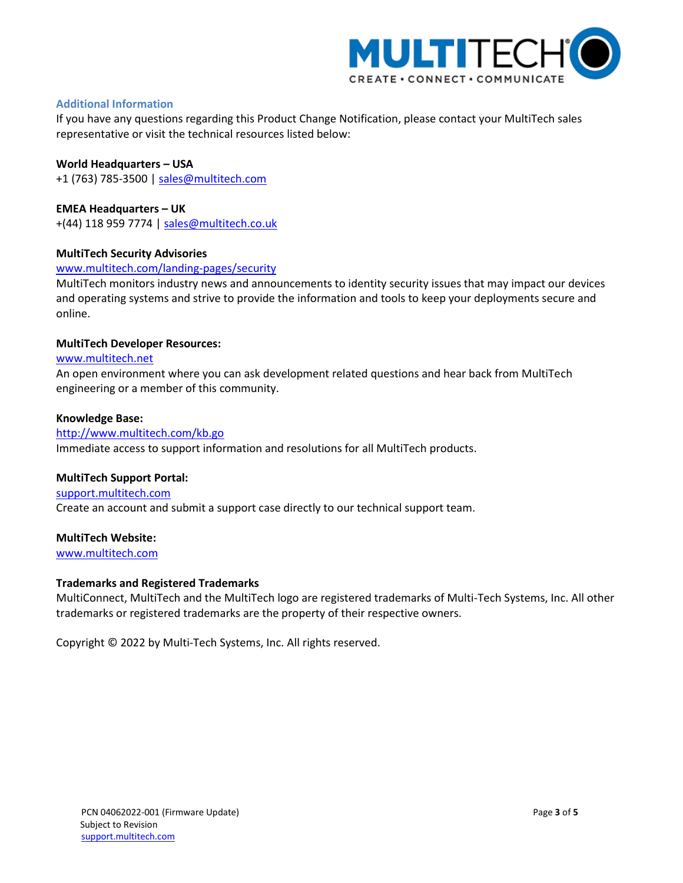## Additional Information

If you have any questions regarding this Product Change Notification, please contact your MultiTech sales representative or visit the technical resources listed below:

**World Headquarters – USA**
+1 (763) 785-3500 | sales@multitech.com

**EMEA Headquarters – UK**
+(44) 118 959 7774 | sales@multitech.co.uk

**MultiTech Security Advisories**
www.multitech.com/landing-pages/security
MultiTech monitors industry news and announcements to identity security issues that may impact our devices and operating systems and strive to provide the information and tools to keep your deployments secure and online.

**MultiTech Developer Resources:**
www.multitech.net
An open environment where you can ask development related questions and hear back from MultiTech engineering or a member of this community.

**Knowledge Base:**
http://www.multitech.com/kb.go
Immediate access to support information and resolutions for all MultiTech products.

**MultiTech Support Portal:**
support.multitech.com
Create an account and submit a support case directly to our technical support team.

**MultiTech Website:**
www.multitech.com

**Trademarks and Registered Trademarks**
MultiConnect, MultiTech and the MultiTech logo are registered trademarks of Multi-Tech Systems, Inc. All other trademarks or registered trademarks are the property of their respective owners.

Copyright © 2022 by Multi-Tech Systems, Inc. All rights reserved.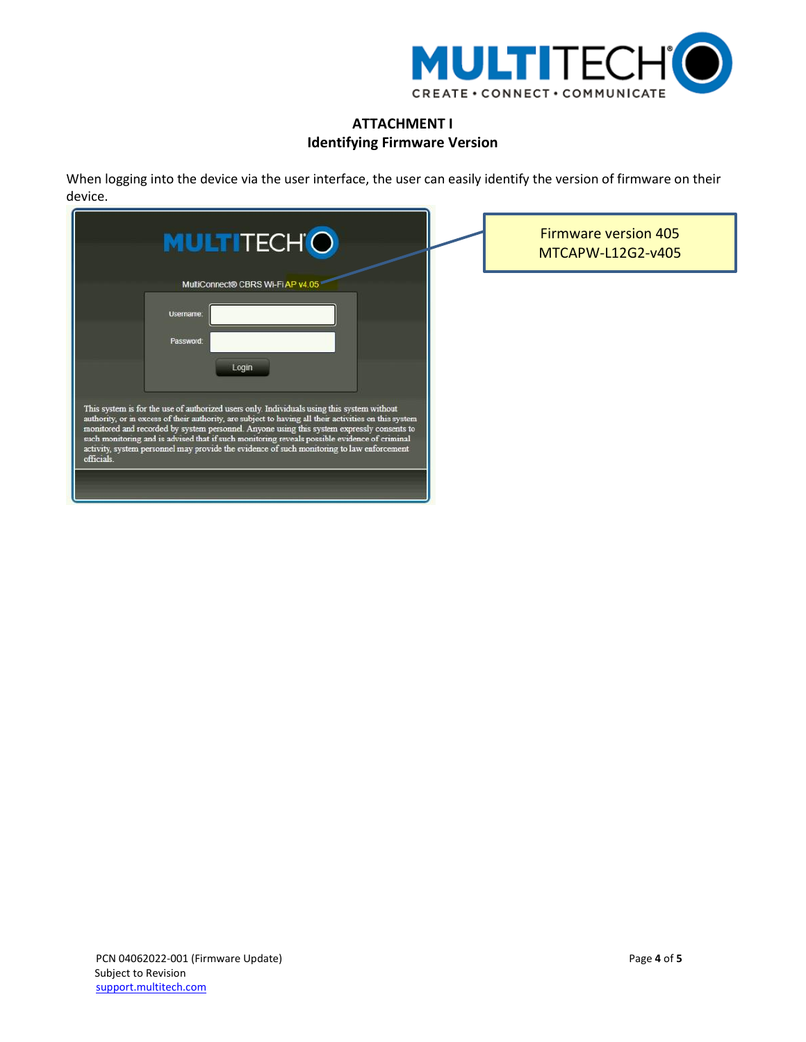# ATTACHMENT I
## Identifying Firmware Version

When logging into the device via the user interface, the user can easily identify the version of firmware on their device.

MULTITECH

MultiConnect® CBRS Wi-Fi AP v4.05

Username:

Password:

Login

This system is for the use of authorized users only. Individuals using this system without authority, or in excess of their authority, are subject to having all their activities on this system monitored and recorded by system personnel. Anyone using this system expressly consents to such monitoring and is advised that if such monitoring reveals possible evidence of criminal activity, system personnel may provide the evidence of such monitoring to law enforcement officials.

Firmware version 405
MTCAPW-L12G2-v405

PCN 04062022-001 (Firmware Update)
Subject to Revision
support.multitech.com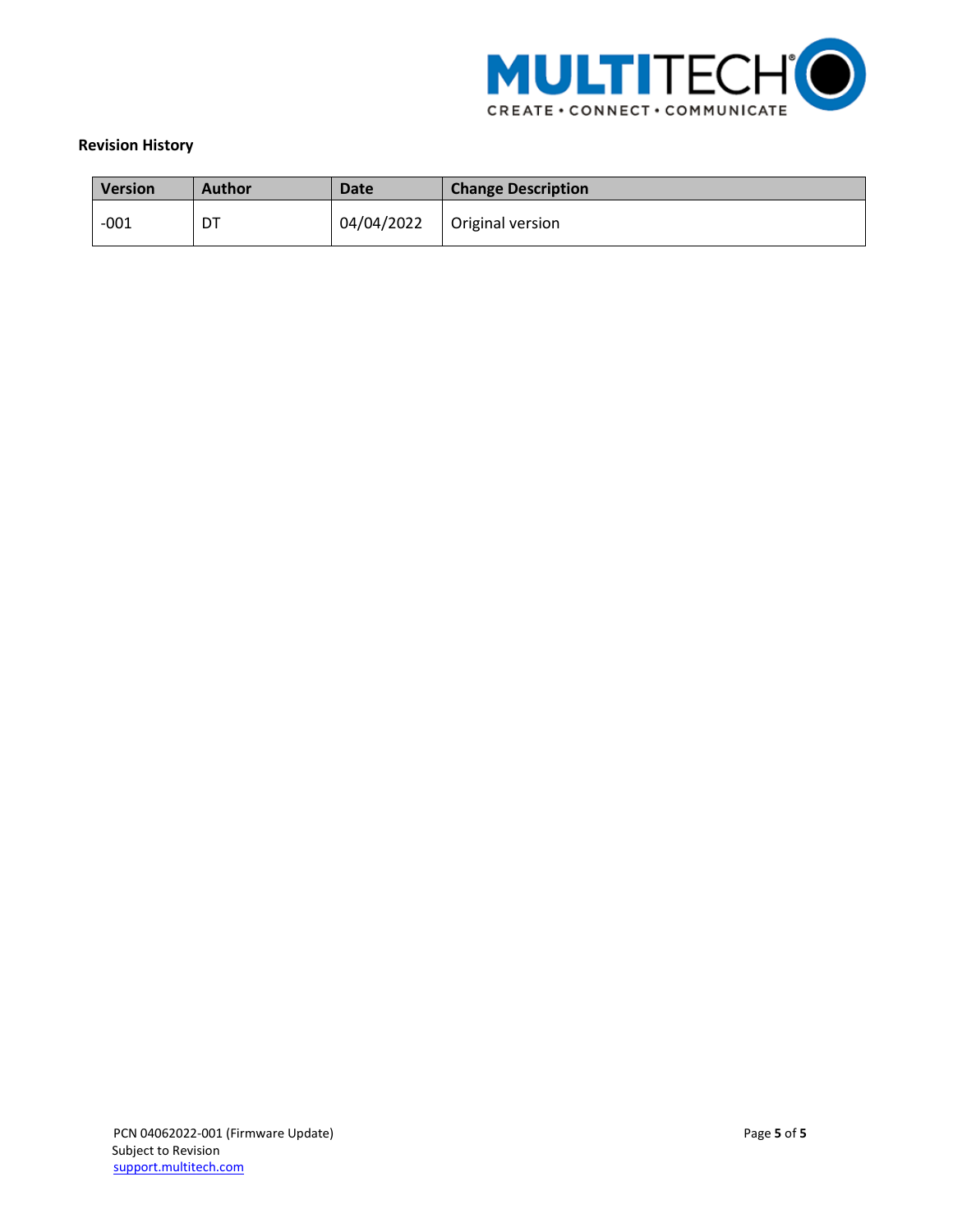**Revision History**

| Version | Author | Date | Change Description |
| --- | --- | --- | --- |
| -001 | DT | 04/04/2022 | Original version |